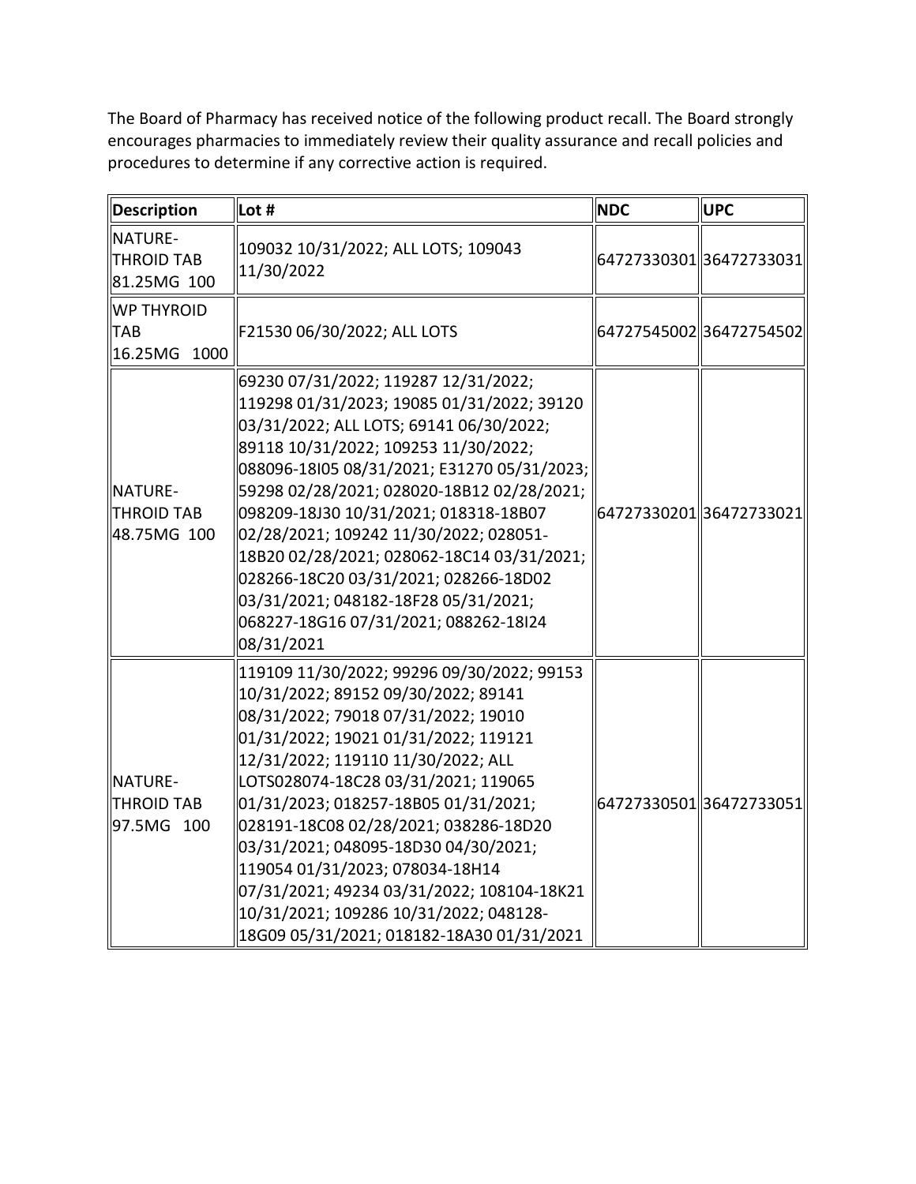The Board of Pharmacy has received notice of the following product recall. The Board strongly encourages pharmacies to immediately review their quality assurance and recall policies and procedures to determine if any corrective action is required.

| Description | Lot # | NDC | UPC |
|---|---|---|---|
| NATURE-THROID TAB 81.25MG 100 | 109032 10/31/2022; ALL LOTS; 109043 11/30/2022 | 64727330301 | 36472733031 |
| WP THYROID TAB 16.25MG 1000 | F21530 06/30/2022; ALL LOTS | 64727545002 | 36472754502 |
| NATURE-THROID TAB 48.75MG 100 | 69230 07/31/2022; 119287 12/31/2022; 119298 01/31/2023; 19085 01/31/2022; 39120 03/31/2022; ALL LOTS; 69141 06/30/2022; 89118 10/31/2022; 109253 11/30/2022; 088096-18I05 08/31/2021; E31270 05/31/2023; 59298 02/28/2021; 028020-18B12 02/28/2021; 098209-18J30 10/31/2021; 018318-18B07 02/28/2021; 109242 11/30/2022; 028051-18B20 02/28/2021; 028062-18C14 03/31/2021; 028266-18C20 03/31/2021; 028266-18D02 03/31/2021; 048182-18F28 05/31/2021; 068227-18G16 07/31/2021; 088262-18I24 08/31/2021 | 64727330201 | 36472733021 |
| NATURE-THROID TAB 97.5MG 100 | 119109 11/30/2022; 99296 09/30/2022; 99153 10/31/2022; 89152 09/30/2022; 89141 08/31/2022; 79018 07/31/2022; 19010 01/31/2022; 19021 01/31/2022; 119121 12/31/2022; 119110 11/30/2022; ALL LOTS028074-18C28 03/31/2021; 119065 01/31/2023; 018257-18B05 01/31/2021; 028191-18C08 02/28/2021; 038286-18D20 03/31/2021; 048095-18D30 04/30/2021; 119054 01/31/2023; 078034-18H14 07/31/2021; 49234 03/31/2022; 108104-18K21 10/31/2021; 109286 10/31/2022; 048128-18G09 05/31/2021; 018182-18A30 01/31/2021 | 64727330501 | 36472733051 |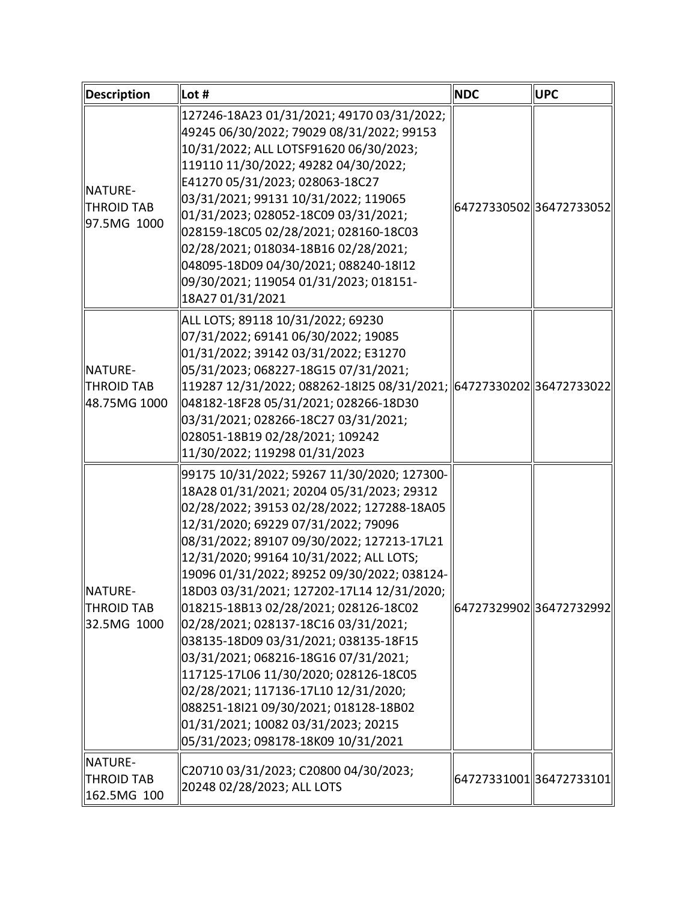| Description | Lot # | NDC | UPC |
|---|---|---|---|
| NATURE-THROID TAB 97.5MG 1000 | 127246-18A23 01/31/2021; 49170 03/31/2022; 49245 06/30/2022; 79029 08/31/2022; 99153 10/31/2022; ALL LOTSF91620 06/30/2023; 119110 11/30/2022; 49282 04/30/2022; E41270 05/31/2023; 028063-18C27 03/31/2021; 99131 10/31/2022; 119065 01/31/2023; 028052-18C09 03/31/2021; 028159-18C05 02/28/2021; 028160-18C03 02/28/2021; 018034-18B16 02/28/2021; 048095-18D09 04/30/2021; 088240-18I12 09/30/2021; 119054 01/31/2023; 018151-18A27 01/31/2021 | 64727330502 | 36472733052 |
| NATURE-THROID TAB 48.75MG 1000 | ALL LOTS; 89118 10/31/2022; 69230 07/31/2022; 69141 06/30/2022; 19085 01/31/2022; 39142 03/31/2022; E31270 05/31/2023; 068227-18G15 07/31/2021; 119287 12/31/2022; 088262-18I25 08/31/2021; 048182-18F28 05/31/2021; 028266-18D30 03/31/2021; 028266-18C27 03/31/2021; 028051-18B19 02/28/2021; 109242 11/30/2022; 119298 01/31/2023 | 64727330202 | 36472733022 |
| NATURE-THROID TAB 32.5MG 1000 | 99175 10/31/2022; 59267 11/30/2020; 127300-18A28 01/31/2021; 20204 05/31/2023; 29312 02/28/2022; 39153 02/28/2022; 127288-18A05 12/31/2020; 69229 07/31/2022; 79096 08/31/2022; 89107 09/30/2022; 127213-17L21 12/31/2020; 99164 10/31/2022; ALL LOTS; 19096 01/31/2022; 89252 09/30/2022; 038124-18D03 03/31/2021; 127202-17L14 12/31/2020; 018215-18B13 02/28/2021; 028126-18C02 02/28/2021; 028137-18C16 03/31/2021; 038135-18D09 03/31/2021; 038135-18F15 03/31/2021; 068216-18G16 07/31/2021; 117125-17L06 11/30/2020; 028126-18C05 02/28/2021; 117136-17L10 12/31/2020; 088251-18I21 09/30/2021; 018128-18B02 01/31/2021; 10082 03/31/2023; 20215 05/31/2023; 098178-18K09 10/31/2021 | 64727329902 | 36472732992 |
| NATURE-THROID TAB 162.5MG 100 | C20710 03/31/2023; C20800 04/30/2023; 20248 02/28/2023; ALL LOTS | 64727331001 | 36472733101 |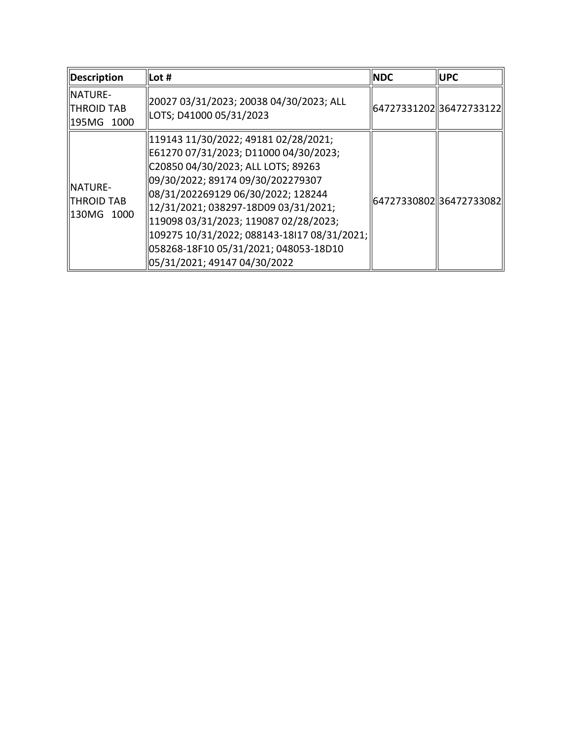| Description | Lot # | NDC | UPC |
| --- | --- | --- | --- |
| NATURE-THROID TAB 195MG 1000 | 20027 03/31/2023; 20038 04/30/2023; ALL LOTS; D41000 05/31/2023 | 64727331202 | 36472733122 |
| NATURE-THROID TAB 130MG 1000 | 119143 11/30/2022; 49181 02/28/2021; E61270 07/31/2023; D11000 04/30/2023; C20850 04/30/2023; ALL LOTS; 89263 09/30/2022; 89174 09/30/202279307 08/31/202269129 06/30/2022; 128244 12/31/2021; 038297-18D09 03/31/2021; 119098 03/31/2023; 119087 02/28/2023; 109275 10/31/2022; 088143-18I17 08/31/2021; 058268-18F10 05/31/2021; 048053-18D10 05/31/2021; 49147 04/30/2022 | 64727330802 | 36472733082 |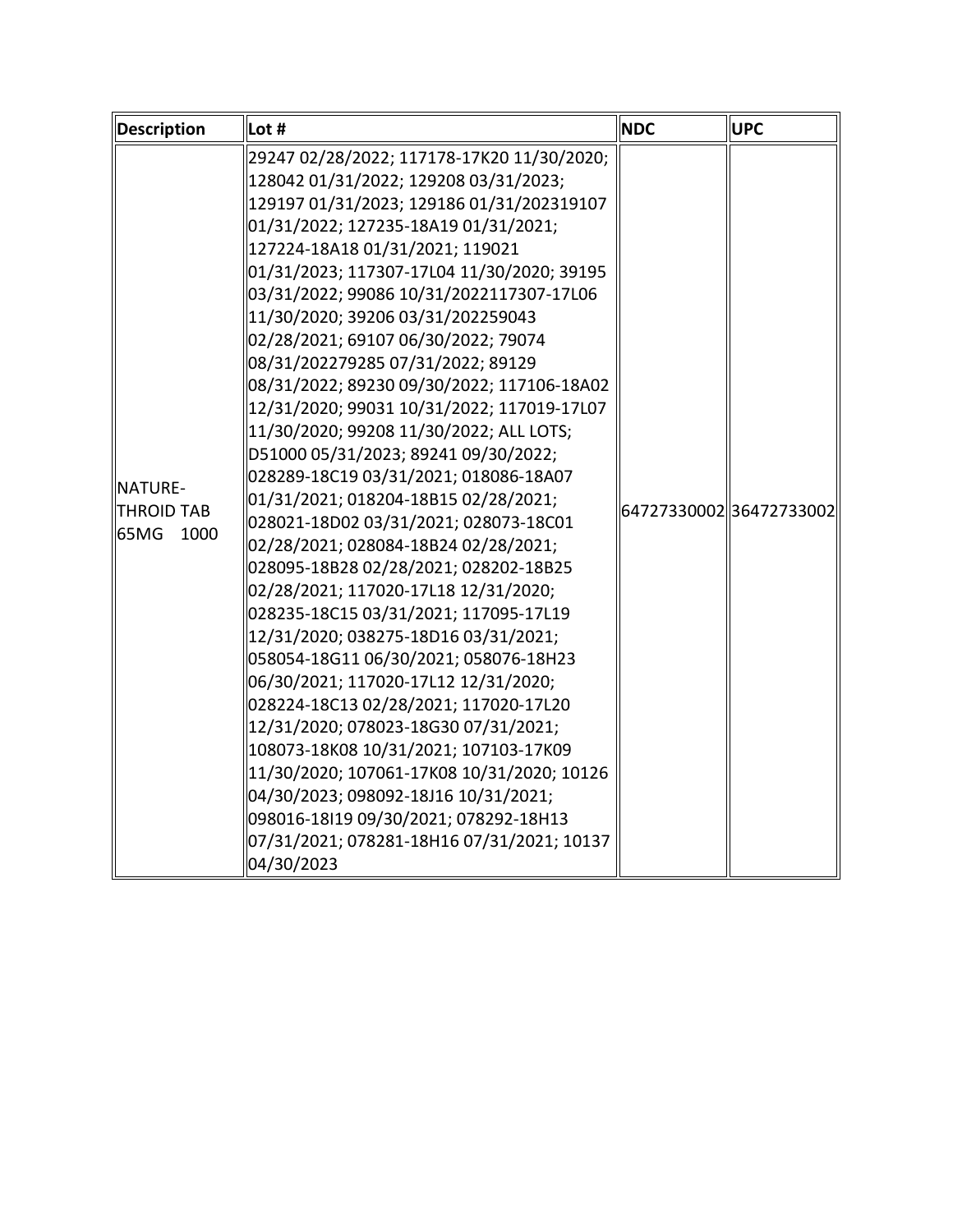| Description | Lot # | NDC | UPC |
|---|---|---|---|
| NATURE-THROID TAB 65MG 1000 | 29247 02/28/2022; 117178-17K20 11/30/2020; 128042 01/31/2022; 129208 03/31/2023; 129197 01/31/2023; 129186 01/31/202319107 01/31/2022; 127235-18A19 01/31/2021; 127224-18A18 01/31/2021; 119021 01/31/2023; 117307-17L04 11/30/2020; 39195 03/31/2022; 99086 10/31/2022117307-17L06 11/30/2020; 39206 03/31/202259043 02/28/2021; 69107 06/30/2022; 79074 08/31/202279285 07/31/2022; 89129 08/31/2022; 89230 09/30/2022; 117106-18A02 12/31/2020; 99031 10/31/2022; 117019-17L07 11/30/2020; 99208 11/30/2022; ALL LOTS; D51000 05/31/2023; 89241 09/30/2022; 028289-18C19 03/31/2021; 018086-18A07 01/31/2021; 018204-18B15 02/28/2021; 028021-18D02 03/31/2021; 028073-18C01 02/28/2021; 028084-18B24 02/28/2021; 028095-18B28 02/28/2021; 028202-18B25 02/28/2021; 117020-17L18 12/31/2020; 028235-18C15 03/31/2021; 117095-17L19 12/31/2020; 038275-18D16 03/31/2021; 058054-18G11 06/30/2021; 058076-18H23 06/30/2021; 117020-17L12 12/31/2020; 028224-18C13 02/28/2021; 117020-17L20 12/31/2020; 078023-18G30 07/31/2021; 108073-18K08 10/31/2021; 107103-17K09 11/30/2020; 107061-17K08 10/31/2020; 10126 04/30/2023; 098092-18J16 10/31/2021; 098016-18I19 09/30/2021; 078292-18H13 07/31/2021; 078281-18H16 07/31/2021; 10137 04/30/2023 | 64727330002 | 36472733002 |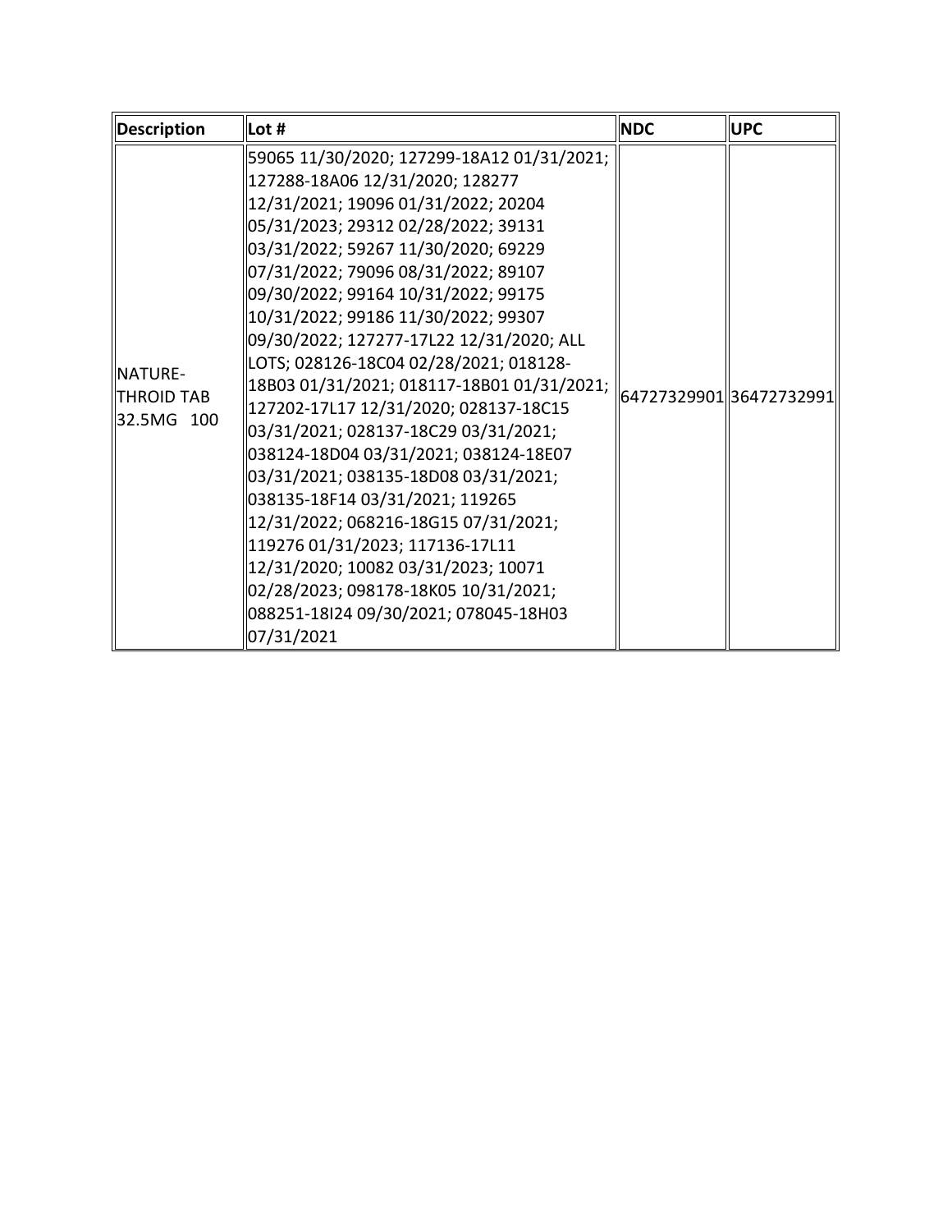| Description | Lot # | NDC | UPC |
| --- | --- | --- | --- |
| NATURE-THROID TAB 32.5MG 100 | 59065 11/30/2020; 127299-18A12 01/31/2021; 127288-18A06 12/31/2020; 128277 12/31/2021; 19096 01/31/2022; 20204 05/31/2023; 29312 02/28/2022; 39131 03/31/2022; 59267 11/30/2020; 69229 07/31/2022; 79096 08/31/2022; 89107 09/30/2022; 99164 10/31/2022; 99175 10/31/2022; 99186 11/30/2022; 99307 09/30/2022; 127277-17L22 12/31/2020; ALL LOTS; 028126-18C04 02/28/2021; 018128-18B03 01/31/2021; 018117-18B01 01/31/2021; 127202-17L17 12/31/2020; 028137-18C15 03/31/2021; 028137-18C29 03/31/2021; 038124-18D04 03/31/2021; 038124-18E07 03/31/2021; 038135-18D08 03/31/2021; 038135-18F14 03/31/2021; 119265 12/31/2022; 068216-18G15 07/31/2021; 119276 01/31/2023; 117136-17L11 12/31/2020; 10082 03/31/2023; 10071 02/28/2023; 098178-18K05 10/31/2021; 088251-18I24 09/30/2021; 078045-18H03 07/31/2021 | 64727329901 | 36472732991 |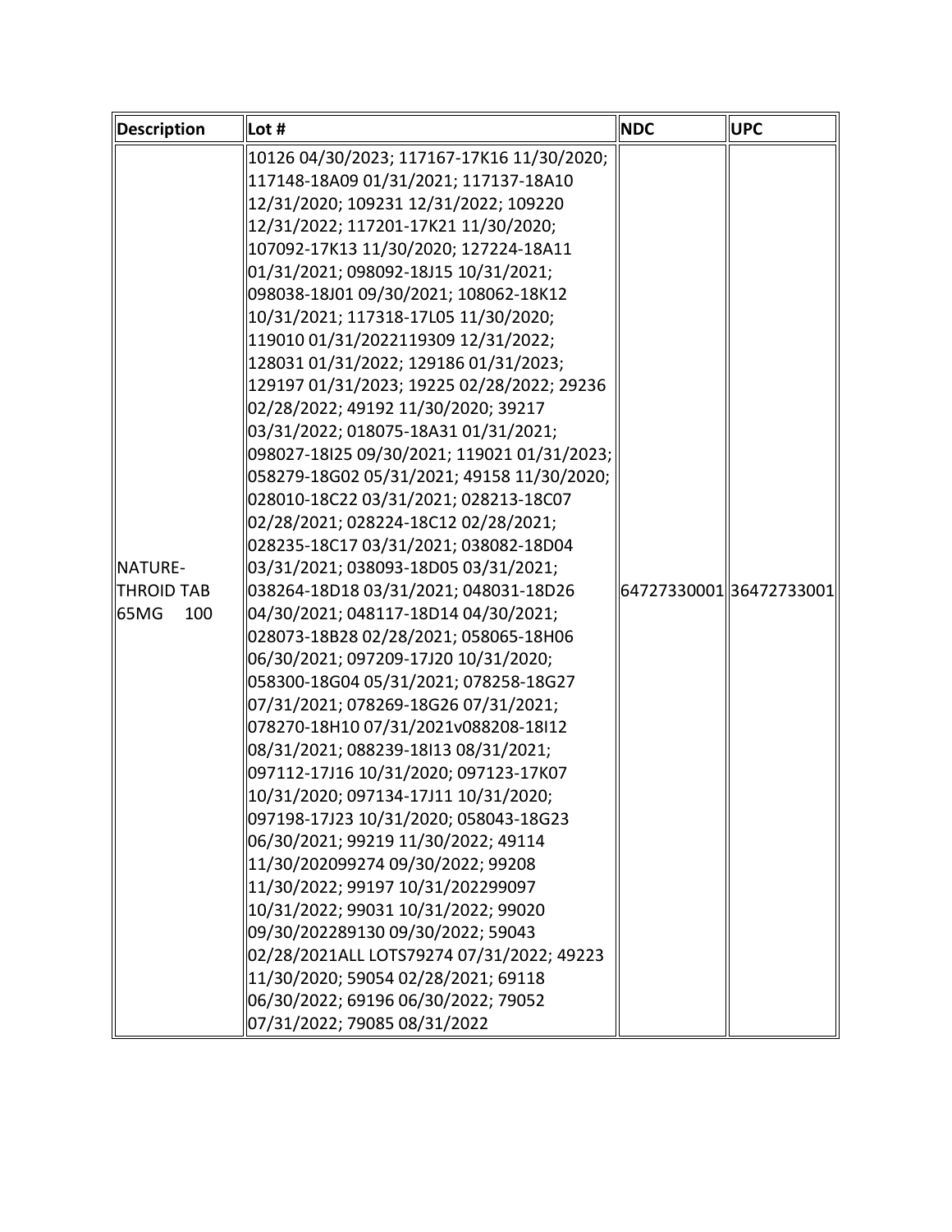| Description | Lot # | NDC | UPC |
|---|---|---|---|
| NATURE-THROID TAB 65MG 100 | 10126 04/30/2023; 117167-17K16 11/30/2020; 117148-18A09 01/31/2021; 117137-18A10 12/31/2020; 109231 12/31/2022; 109220 12/31/2022; 117201-17K21 11/30/2020; 107092-17K13 11/30/2020; 127224-18A11 01/31/2021; 098092-18J15 10/31/2021; 098038-18J01 09/30/2021; 108062-18K12 10/31/2021; 117318-17L05 11/30/2020; 119010 01/31/2022119309 12/31/2022; 128031 01/31/2022; 129186 01/31/2023; 129197 01/31/2023; 19225 02/28/2022; 29236 02/28/2022; 49192 11/30/2020; 39217 03/31/2022; 018075-18A31 01/31/2021; 098027-18I25 09/30/2021; 119021 01/31/2023; 058279-18G02 05/31/2021; 49158 11/30/2020; 028010-18C22 03/31/2021; 028213-18C07 02/28/2021; 028224-18C12 02/28/2021; 028235-18C17 03/31/2021; 038082-18D04 03/31/2021; 038093-18D05 03/31/2021; 038264-18D18 03/31/2021; 048031-18D26 04/30/2021; 048117-18D14 04/30/2021; 028073-18B28 02/28/2021; 058065-18H06 06/30/2021; 097209-17J20 10/31/2020; 058300-18G04 05/31/2021; 078258-18G27 07/31/2021; 078269-18G26 07/31/2021; 078270-18H10 07/31/2021v088208-18I12 08/31/2021; 088239-18I13 08/31/2021; 097112-17J16 10/31/2020; 097123-17K07 10/31/2020; 097134-17J11 10/31/2020; 097198-17J23 10/31/2020; 058043-18G23 06/30/2021; 99219 11/30/2022; 49114 11/30/202099274 09/30/2022; 99208 11/30/2022; 99197 10/31/202299097 10/31/2022; 99031 10/31/2022; 99020 09/30/202289130 09/30/2022; 59043 02/28/2021ALL LOTS79274 07/31/2022; 49223 11/30/2020; 59054 02/28/2021; 69118 06/30/2022; 69196 06/30/2022; 79052 07/31/2022; 79085 08/31/2022 | 64727330001 | 36472733001 |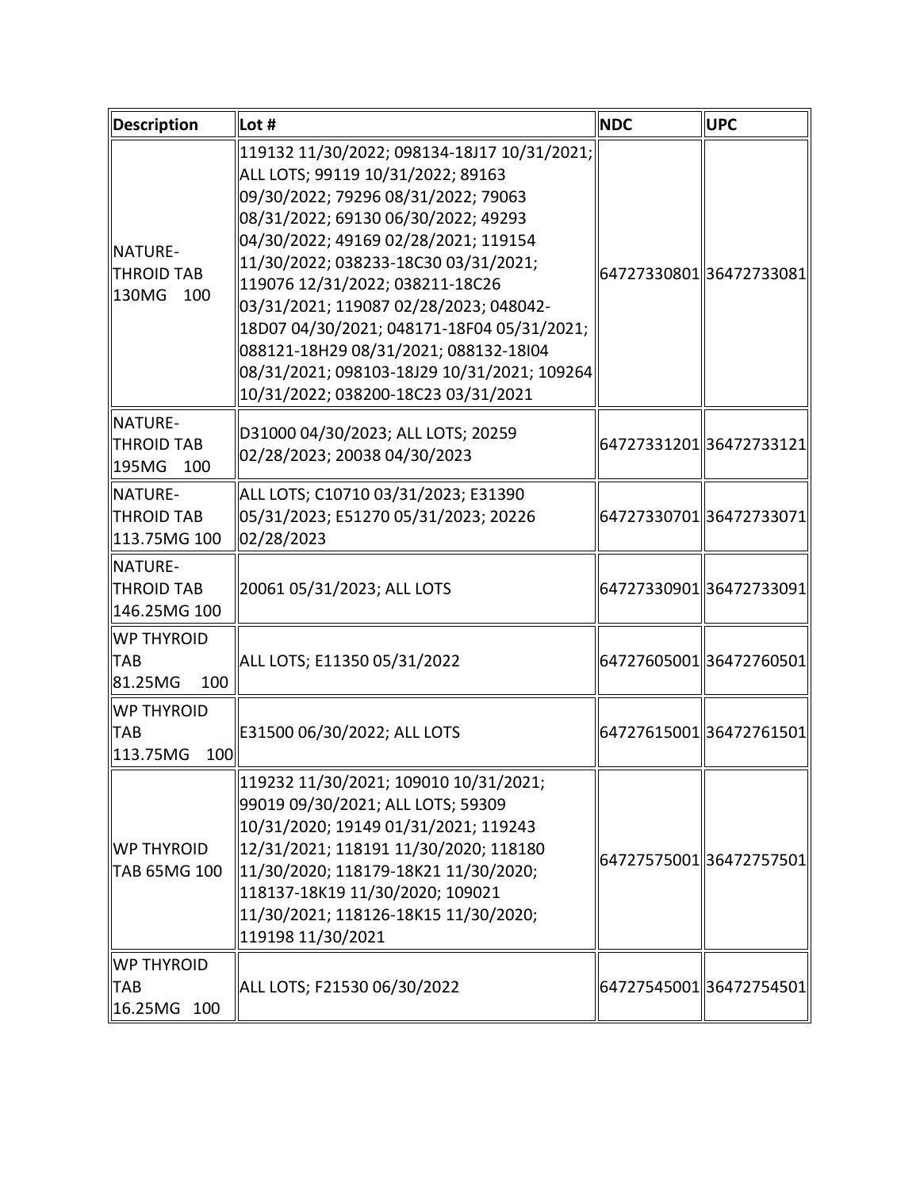| Description | Lot # | NDC | UPC |
|---|---|---|---|
| NATURE-THROID TAB 130MG 100 | 119132 11/30/2022; 098134-18J17 10/31/2021; ALL LOTS; 99119 10/31/2022; 89163 09/30/2022; 79296 08/31/2022; 79063 08/31/2022; 69130 06/30/2022; 49293 04/30/2022; 49169 02/28/2021; 119154 11/30/2022; 038233-18C30 03/31/2021; 119076 12/31/2022; 038211-18C26 03/31/2021; 119087 02/28/2023; 048042-18D07 04/30/2021; 048171-18F04 05/31/2021; 088121-18H29 08/31/2021; 088132-18I04 08/31/2021; 098103-18J29 10/31/2021; 109264 10/31/2022; 038200-18C23 03/31/2021 | 64727330801 | 36472733081 |
| NATURE-THROID TAB 195MG 100 | D31000 04/30/2023; ALL LOTS; 20259 02/28/2023; 20038 04/30/2023 | 64727331201 | 36472733121 |
| NATURE-THROID TAB 113.75MG 100 | ALL LOTS; C10710 03/31/2023; E31390 05/31/2023; E51270 05/31/2023; 20226 02/28/2023 | 64727330701 | 36472733071 |
| NATURE-THROID TAB 146.25MG 100 | 20061 05/31/2023; ALL LOTS | 64727330901 | 36472733091 |
| WP THYROID TAB 81.25MG 100 | ALL LOTS; E11350 05/31/2022 | 64727605001 | 36472760501 |
| WP THYROID TAB 113.75MG 100 | E31500 06/30/2022; ALL LOTS | 64727615001 | 36472761501 |
| WP THYROID TAB 65MG 100 | 119232 11/30/2021; 109010 10/31/2021; 99019 09/30/2021; ALL LOTS; 59309 10/31/2020; 19149 01/31/2021; 119243 12/31/2021; 118191 11/30/2020; 118180 11/30/2020; 118179-18K21 11/30/2020; 118137-18K19 11/30/2020; 109021 11/30/2021; 118126-18K15 11/30/2020; 119198 11/30/2021 | 64727575001 | 36472757501 |
| WP THYROID TAB 16.25MG 100 | ALL LOTS; F21530 06/30/2022 | 64727545001 | 36472754501 |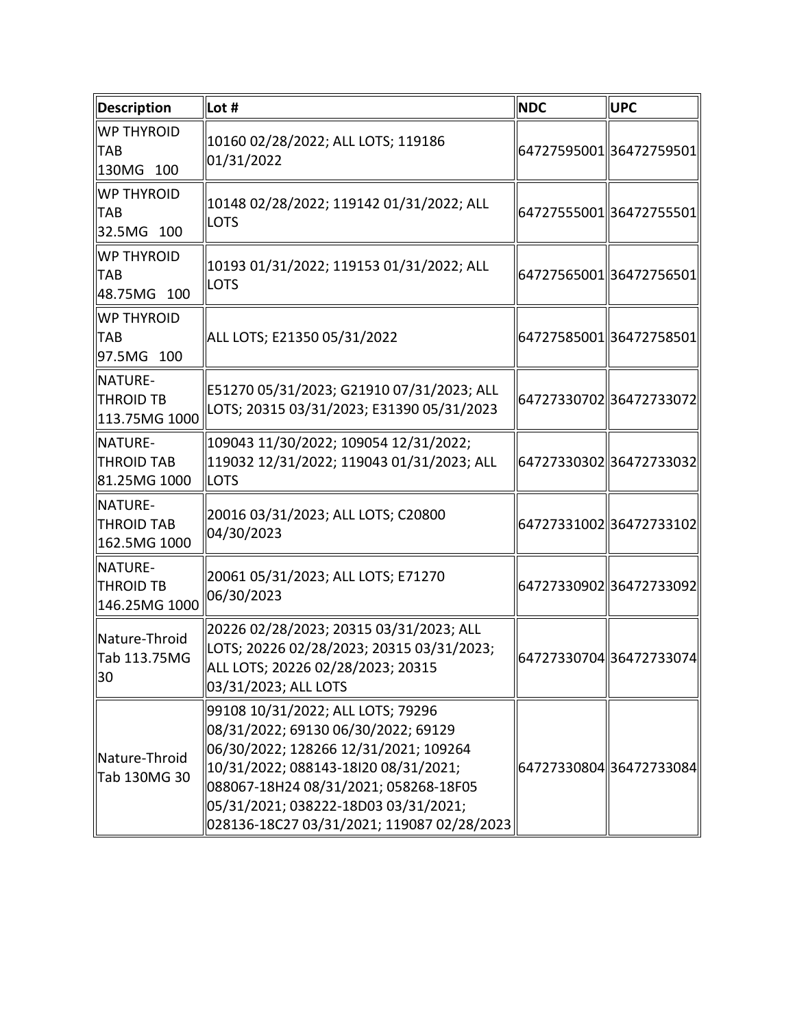| Description | Lot # | NDC | UPC |
| --- | --- | --- | --- |
| WP THYROID TAB 130MG 100 | 10160 02/28/2022; ALL LOTS; 119186 01/31/2022 | 64727595001 | 36472759501 |
| WP THYROID TAB 32.5MG 100 | 10148 02/28/2022; 119142 01/31/2022; ALL LOTS | 64727555001 | 36472755501 |
| WP THYROID TAB 48.75MG 100 | 10193 01/31/2022; 119153 01/31/2022; ALL LOTS | 64727565001 | 36472756501 |
| WP THYROID TAB 97.5MG 100 | ALL LOTS; E21350 05/31/2022 | 64727585001 | 36472758501 |
| NATURE-THROID TB 113.75MG 1000 | E51270 05/31/2023; G21910 07/31/2023; ALL LOTS; 20315 03/31/2023; E31390 05/31/2023 | 64727330702 | 36472733072 |
| NATURE-THROID TAB 81.25MG 1000 | 109043 11/30/2022; 109054 12/31/2022; 119032 12/31/2022; 119043 01/31/2023; ALL LOTS | 64727330302 | 36472733032 |
| NATURE-THROID TAB 162.5MG 1000 | 20016 03/31/2023; ALL LOTS; C20800 04/30/2023 | 64727331002 | 36472733102 |
| NATURE-THROID TB 146.25MG 1000 | 20061 05/31/2023; ALL LOTS; E71270 06/30/2023 | 64727330902 | 36472733092 |
| Nature-Throid Tab 113.75MG 30 | 20226 02/28/2023; 20315 03/31/2023; ALL LOTS; 20226 02/28/2023; 20315 03/31/2023; ALL LOTS; 20226 02/28/2023; 20315 03/31/2023; ALL LOTS | 64727330704 | 36472733074 |
| Nature-Throid Tab 130MG 30 | 99108 10/31/2022; ALL LOTS; 79296 08/31/2022; 69130 06/30/2022; 69129 06/30/2022; 128266 12/31/2021; 109264 10/31/2022; 088143-18I20 08/31/2021; 088067-18H24 08/31/2021; 058268-18F05 05/31/2021; 038222-18D03 03/31/2021; 028136-18C27 03/31/2021; 119087 02/28/2023 | 64727330804 | 36472733084 |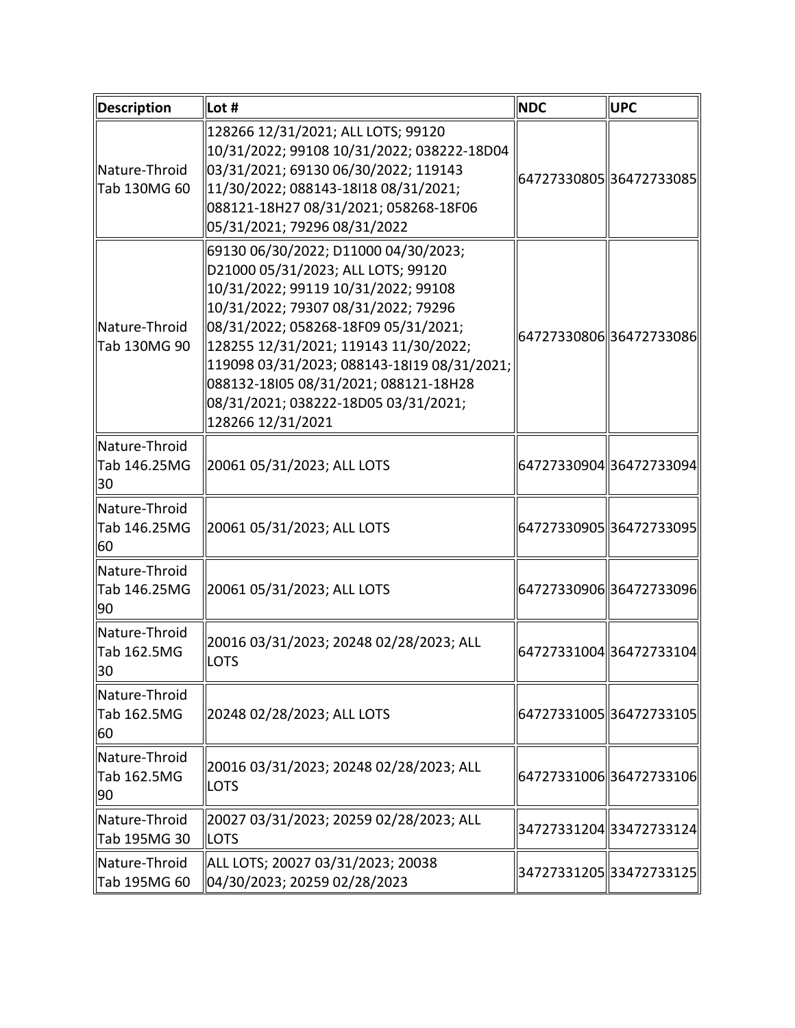| Description | Lot # | NDC | UPC |
|---|---|---|---|
| Nature-Throid Tab 130MG 60 | 128266 12/31/2021; ALL LOTS; 99120 10/31/2022; 99108 10/31/2022; 038222-18D04 03/31/2021; 69130 06/30/2022; 119143 11/30/2022; 088143-18I18 08/31/2021; 088121-18H27 08/31/2021; 058268-18F06 05/31/2021; 79296 08/31/2022 | 64727330805 | 36472733085 |
| Nature-Throid Tab 130MG 90 | 69130 06/30/2022; D11000 04/30/2023; D21000 05/31/2023; ALL LOTS; 99120 10/31/2022; 99119 10/31/2022; 99108 10/31/2022; 79307 08/31/2022; 79296 08/31/2022; 058268-18F09 05/31/2021; 128255 12/31/2021; 119143 11/30/2022; 119098 03/31/2023; 088143-18I19 08/31/2021; 088132-18I05 08/31/2021; 088121-18H28 08/31/2021; 038222-18D05 03/31/2021; 128266 12/31/2021 | 64727330806 | 36472733086 |
| Nature-Throid Tab 146.25MG 30 | 20061 05/31/2023; ALL LOTS | 64727330904 | 36472733094 |
| Nature-Throid Tab 146.25MG 60 | 20061 05/31/2023; ALL LOTS | 64727330905 | 36472733095 |
| Nature-Throid Tab 146.25MG 90 | 20061 05/31/2023; ALL LOTS | 64727330906 | 36472733096 |
| Nature-Throid Tab 162.5MG 30 | 20016 03/31/2023; 20248 02/28/2023; ALL LOTS | 64727331004 | 36472733104 |
| Nature-Throid Tab 162.5MG 60 | 20248 02/28/2023; ALL LOTS | 64727331005 | 36472733105 |
| Nature-Throid Tab 162.5MG 90 | 20016 03/31/2023; 20248 02/28/2023; ALL LOTS | 64727331006 | 36472733106 |
| Nature-Throid Tab 195MG 30 | 20027 03/31/2023; 20259 02/28/2023; ALL LOTS | 34727331204 | 33472733124 |
| Nature-Throid Tab 195MG 60 | ALL LOTS; 20027 03/31/2023; 20038 04/30/2023; 20259 02/28/2023 | 34727331205 | 33472733125 |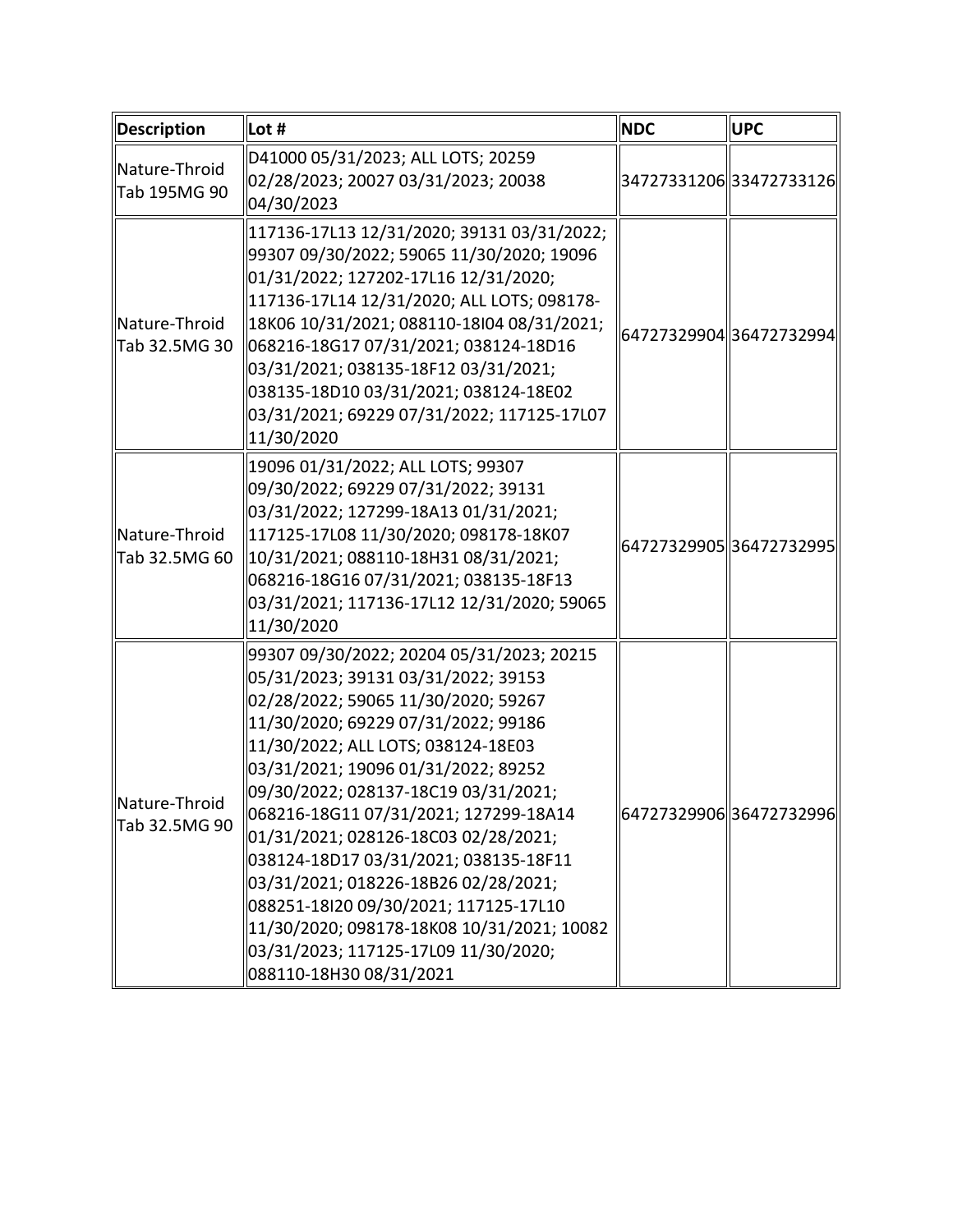| Description | Lot # | NDC | UPC |
| --- | --- | --- | --- |
| Nature-Throid Tab 195MG 90 | D41000 05/31/2023; ALL LOTS; 20259 02/28/2023; 20027 03/31/2023; 20038 04/30/2023 | 34727331206 | 33472733126 |
| Nature-Throid Tab 32.5MG 30 | 117136-17L13 12/31/2020; 39131 03/31/2022; 99307 09/30/2022; 59065 11/30/2020; 19096 01/31/2022; 127202-17L16 12/31/2020; 117136-17L14 12/31/2020; ALL LOTS; 098178-18K06 10/31/2021; 088110-18I04 08/31/2021; 068216-18G17 07/31/2021; 038124-18D16 03/31/2021; 038135-18F12 03/31/2021; 038135-18D10 03/31/2021; 038124-18E02 03/31/2021; 69229 07/31/2022; 117125-17L07 11/30/2020 | 64727329904 | 36472732994 |
| Nature-Throid Tab 32.5MG 60 | 19096 01/31/2022; ALL LOTS; 99307 09/30/2022; 69229 07/31/2022; 39131 03/31/2022; 127299-18A13 01/31/2021; 117125-17L08 11/30/2020; 098178-18K07 10/31/2021; 088110-18H31 08/31/2021; 068216-18G16 07/31/2021; 038135-18F13 03/31/2021; 117136-17L12 12/31/2020; 59065 11/30/2020 | 64727329905 | 36472732995 |
| Nature-Throid Tab 32.5MG 90 | 99307 09/30/2022; 20204 05/31/2023; 20215 05/31/2023; 39131 03/31/2022; 39153 02/28/2022; 59065 11/30/2020; 59267 11/30/2020; 69229 07/31/2022; 99186 11/30/2022; ALL LOTS; 038124-18E03 03/31/2021; 19096 01/31/2022; 89252 09/30/2022; 028137-18C19 03/31/2021; 068216-18G11 07/31/2021; 127299-18A14 01/31/2021; 028126-18C03 02/28/2021; 038124-18D17 03/31/2021; 038135-18F11 03/31/2021; 018226-18B26 02/28/2021; 088251-18I20 09/30/2021; 117125-17L10 11/30/2020; 098178-18K08 10/31/2021; 10082 03/31/2023; 117125-17L09 11/30/2020; 088110-18H30 08/31/2021 | 64727329906 | 36472732996 |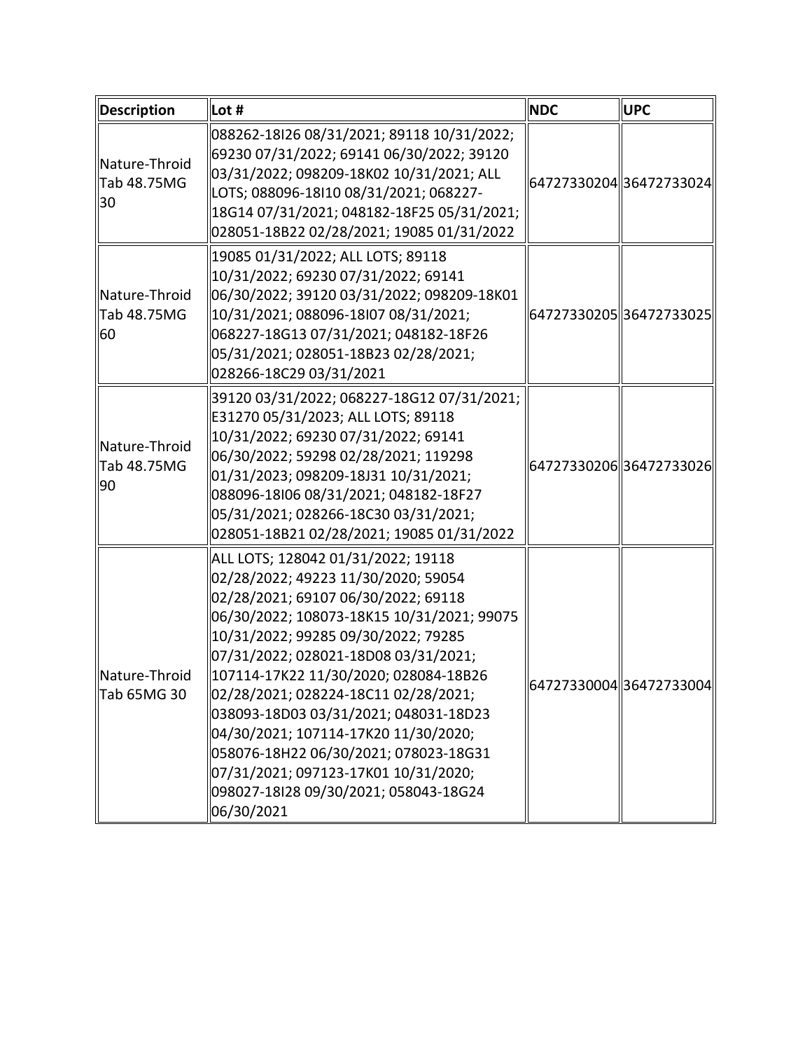| Description | Lot # | NDC | UPC |
| --- | --- | --- | --- |
| Nature-Throid Tab 48.75MG 30 | 088262-18I26 08/31/2021; 89118 10/31/2022; 69230 07/31/2022; 69141 06/30/2022; 39120 03/31/2022; 098209-18K02 10/31/2021; ALL LOTS; 088096-18I10 08/31/2021; 068227-18G14 07/31/2021; 048182-18F25 05/31/2021; 028051-18B22 02/28/2021; 19085 01/31/2022 | 64727330204 | 36472733024 |
| Nature-Throid Tab 48.75MG 60 | 19085 01/31/2022; ALL LOTS; 89118 10/31/2022; 69230 07/31/2022; 69141 06/30/2022; 39120 03/31/2022; 098209-18K01 10/31/2021; 088096-18I07 08/31/2021; 068227-18G13 07/31/2021; 048182-18F26 05/31/2021; 028051-18B23 02/28/2021; 028266-18C29 03/31/2021 | 64727330205 | 36472733025 |
| Nature-Throid Tab 48.75MG 90 | 39120 03/31/2022; 068227-18G12 07/31/2021; E31270 05/31/2023; ALL LOTS; 89118 10/31/2022; 69230 07/31/2022; 69141 06/30/2022; 59298 02/28/2021; 119298 01/31/2023; 098209-18J31 10/31/2021; 088096-18I06 08/31/2021; 048182-18F27 05/31/2021; 028266-18C30 03/31/2021; 028051-18B21 02/28/2021; 19085 01/31/2022 | 64727330206 | 36472733026 |
| Nature-Throid Tab 65MG 30 | ALL LOTS; 128042 01/31/2022; 19118 02/28/2022; 49223 11/30/2020; 59054 02/28/2021; 69107 06/30/2022; 69118 06/30/2022; 108073-18K15 10/31/2021; 99075 10/31/2022; 99285 09/30/2022; 79285 07/31/2022; 028021-18D08 03/31/2021; 107114-17K22 11/30/2020; 028084-18B26 02/28/2021; 028224-18C11 02/28/2021; 038093-18D03 03/31/2021; 048031-18D23 04/30/2021; 107114-17K20 11/30/2020; 058076-18H22 06/30/2021; 078023-18G31 07/31/2021; 097123-17K01 10/31/2020; 098027-18I28 09/30/2021; 058043-18G24 06/30/2021 | 64727330004 | 36472733004 |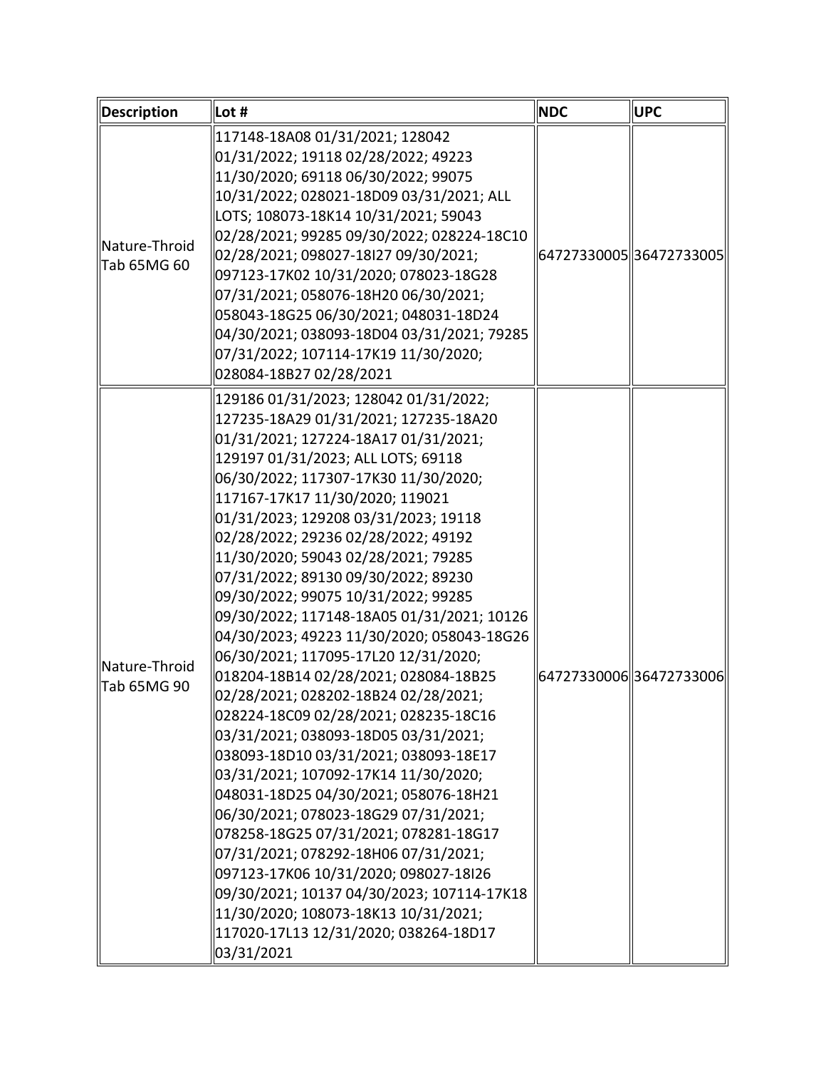| Description | Lot # | NDC | UPC |
| --- | --- | --- | --- |
| Nature-Throid Tab 65MG 60 | 117148-18A08 01/31/2021; 128042 01/31/2022; 19118 02/28/2022; 49223 11/30/2020; 69118 06/30/2022; 99075 10/31/2022; 028021-18D09 03/31/2021; ALL LOTS; 108073-18K14 10/31/2021; 59043 02/28/2021; 99285 09/30/2022; 028224-18C10 02/28/2021; 098027-18I27 09/30/2021; 097123-17K02 10/31/2020; 078023-18G28 07/31/2021; 058076-18H20 06/30/2021; 058043-18G25 06/30/2021; 048031-18D24 04/30/2021; 038093-18D04 03/31/2021; 79285 07/31/2022; 107114-17K19 11/30/2020; 028084-18B27 02/28/2021 | 64727330005 | 36472733005 |
| Nature-Throid Tab 65MG 90 | 129186 01/31/2023; 128042 01/31/2022; 127235-18A29 01/31/2021; 127235-18A20 01/31/2021; 127224-18A17 01/31/2021; 129197 01/31/2023; ALL LOTS; 69118 06/30/2022; 117307-17K30 11/30/2020; 117167-17K17 11/30/2020; 119021 01/31/2023; 129208 03/31/2023; 19118 02/28/2022; 29236 02/28/2022; 49192 11/30/2020; 59043 02/28/2021; 79285 07/31/2022; 89130 09/30/2022; 89230 09/30/2022; 99075 10/31/2022; 99285 09/30/2022; 117148-18A05 01/31/2021; 10126 04/30/2023; 49223 11/30/2020; 058043-18G26 06/30/2021; 117095-17L20 12/31/2020; 018204-18B14 02/28/2021; 028084-18B25 02/28/2021; 028202-18B24 02/28/2021; 028224-18C09 02/28/2021; 028235-18C16 03/31/2021; 038093-18D05 03/31/2021; 038093-18D10 03/31/2021; 038093-18E17 03/31/2021; 107092-17K14 11/30/2020; 048031-18D25 04/30/2021; 058076-18H21 06/30/2021; 078023-18G29 07/31/2021; 078258-18G25 07/31/2021; 078281-18G17 07/31/2021; 078292-18H06 07/31/2021; 097123-17K06 10/31/2020; 098027-18I26 09/30/2021; 10137 04/30/2023; 107114-17K18 11/30/2020; 108073-18K13 10/31/2021; 117020-17L13 12/31/2020; 038264-18D17 03/31/2021 | 64727330006 | 36472733006 |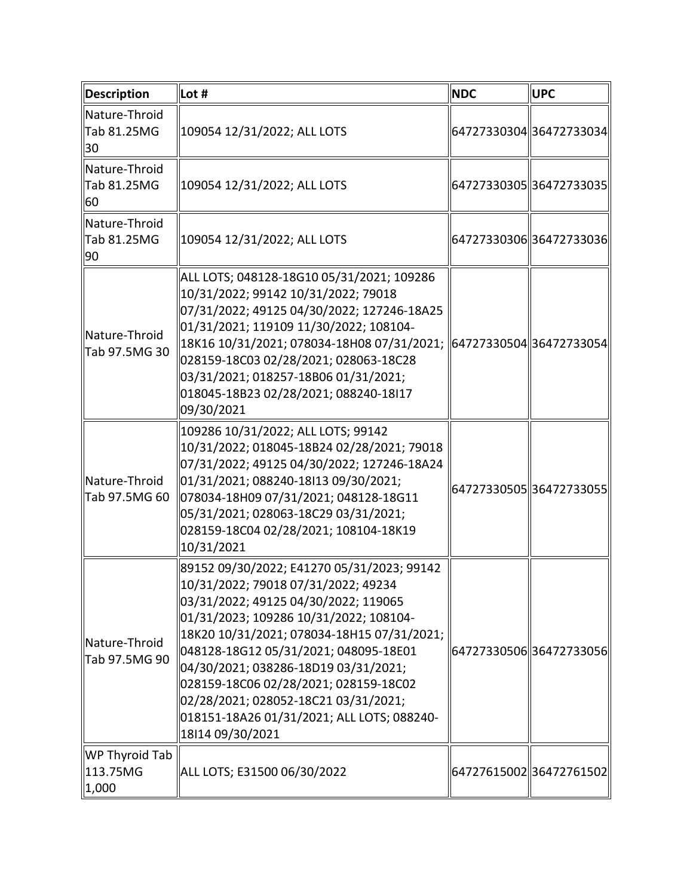| Description | Lot # | NDC | UPC |
|---|---|---|---|
| Nature-Throid Tab 81.25MG 30 | 109054 12/31/2022; ALL LOTS | 64727330304 | 36472733034 |
| Nature-Throid Tab 81.25MG 60 | 109054 12/31/2022; ALL LOTS | 64727330305 | 36472733035 |
| Nature-Throid Tab 81.25MG 90 | 109054 12/31/2022; ALL LOTS | 64727330306 | 36472733036 |
| Nature-Throid Tab 97.5MG 30 | ALL LOTS; 048128-18G10 05/31/2021; 109286 10/31/2022; 99142 10/31/2022; 79018 07/31/2022; 49125 04/30/2022; 127246-18A25 01/31/2021; 119109 11/30/2022; 108104-18K16 10/31/2021; 078034-18H08 07/31/2021; 028159-18C03 02/28/2021; 028063-18C28 03/31/2021; 018257-18B06 01/31/2021; 018045-18B23 02/28/2021; 088240-18I17 09/30/2021 | 64727330504 | 36472733054 |
| Nature-Throid Tab 97.5MG 60 | 109286 10/31/2022; ALL LOTS; 99142 10/31/2022; 018045-18B24 02/28/2021; 79018 07/31/2022; 49125 04/30/2022; 127246-18A24 01/31/2021; 088240-18I13 09/30/2021; 078034-18H09 07/31/2021; 048128-18G11 05/31/2021; 028063-18C29 03/31/2021; 028159-18C04 02/28/2021; 108104-18K19 10/31/2021 | 64727330505 | 36472733055 |
| Nature-Throid Tab 97.5MG 90 | 89152 09/30/2022; E41270 05/31/2023; 99142 10/31/2022; 79018 07/31/2022; 49234 03/31/2022; 49125 04/30/2022; 119065 01/31/2023; 109286 10/31/2022; 108104-18K20 10/31/2021; 078034-18H15 07/31/2021; 048128-18G12 05/31/2021; 048095-18E01 04/30/2021; 038286-18D19 03/31/2021; 028159-18C06 02/28/2021; 028159-18C02 02/28/2021; 028052-18C21 03/31/2021; 018151-18A26 01/31/2021; ALL LOTS; 088240-18I14 09/30/2021 | 64727330506 | 36472733056 |
| WP Thyroid Tab 113.75MG 1,000 | ALL LOTS; E31500 06/30/2022 | 64727615002 | 36472761502 |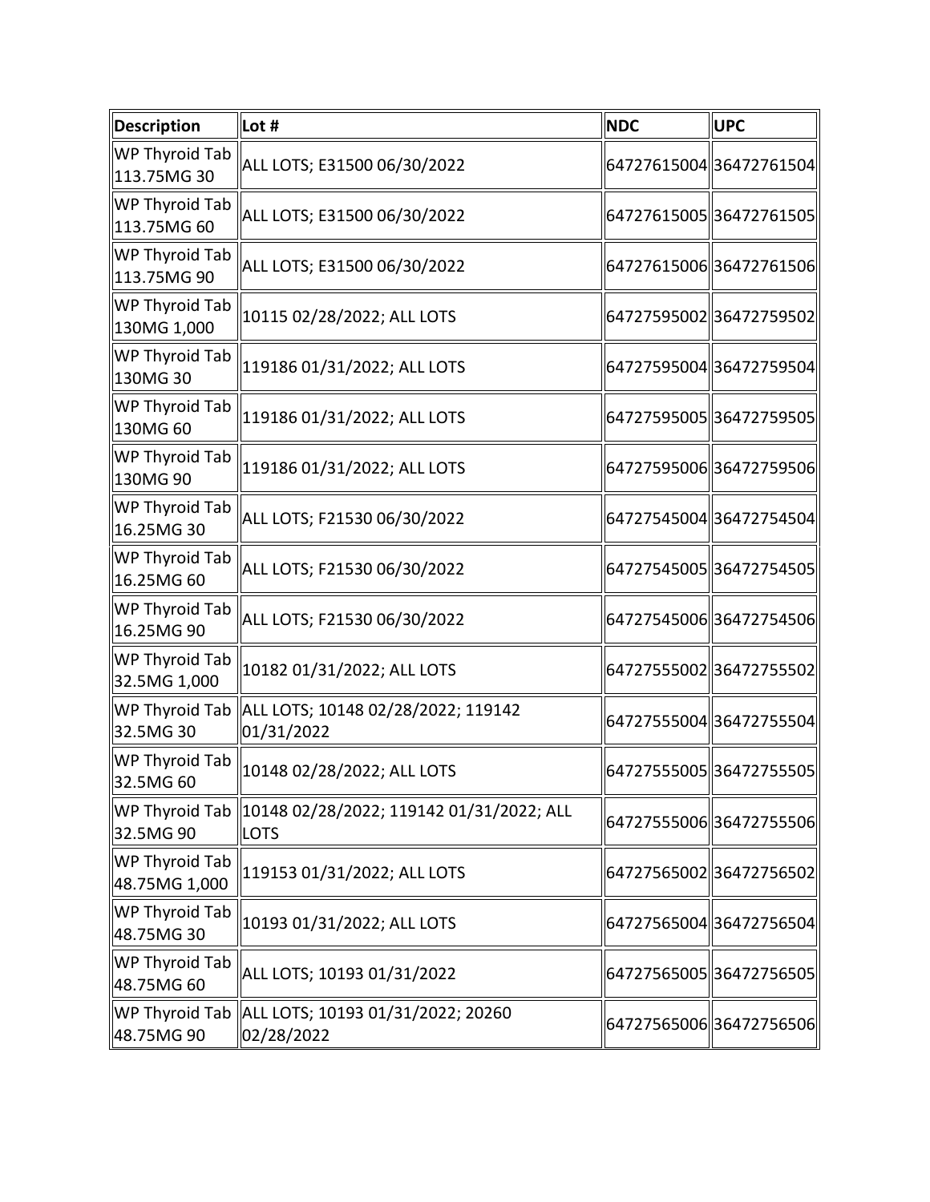| Description | Lot # | NDC | UPC |
| --- | --- | --- | --- |
| WP Thyroid Tab 113.75MG 30 | ALL LOTS; E31500 06/30/2022 | 64727615004 | 36472761504 |
| WP Thyroid Tab 113.75MG 60 | ALL LOTS; E31500 06/30/2022 | 64727615005 | 36472761505 |
| WP Thyroid Tab 113.75MG 90 | ALL LOTS; E31500 06/30/2022 | 64727615006 | 36472761506 |
| WP Thyroid Tab 130MG 1,000 | 10115 02/28/2022; ALL LOTS | 64727595002 | 36472759502 |
| WP Thyroid Tab 130MG 30 | 119186 01/31/2022; ALL LOTS | 64727595004 | 36472759504 |
| WP Thyroid Tab 130MG 60 | 119186 01/31/2022; ALL LOTS | 64727595005 | 36472759505 |
| WP Thyroid Tab 130MG 90 | 119186 01/31/2022; ALL LOTS | 64727595006 | 36472759506 |
| WP Thyroid Tab 16.25MG 30 | ALL LOTS; F21530 06/30/2022 | 64727545004 | 36472754504 |
| WP Thyroid Tab 16.25MG 60 | ALL LOTS; F21530 06/30/2022 | 64727545005 | 36472754505 |
| WP Thyroid Tab 16.25MG 90 | ALL LOTS; F21530 06/30/2022 | 64727545006 | 36472754506 |
| WP Thyroid Tab 32.5MG 1,000 | 10182 01/31/2022; ALL LOTS | 64727555002 | 36472755502 |
| WP Thyroid Tab 32.5MG 30 | ALL LOTS; 10148 02/28/2022; 119142 01/31/2022 | 64727555004 | 36472755504 |
| WP Thyroid Tab 32.5MG 60 | 10148 02/28/2022; ALL LOTS | 64727555005 | 36472755505 |
| WP Thyroid Tab 32.5MG 90 | 10148 02/28/2022; 119142 01/31/2022; ALL LOTS | 64727555006 | 36472755506 |
| WP Thyroid Tab 48.75MG 1,000 | 119153 01/31/2022; ALL LOTS | 64727565002 | 36472756502 |
| WP Thyroid Tab 48.75MG 30 | 10193 01/31/2022; ALL LOTS | 64727565004 | 36472756504 |
| WP Thyroid Tab 48.75MG 60 | ALL LOTS; 10193 01/31/2022 | 64727565005 | 36472756505 |
| WP Thyroid Tab 48.75MG 90 | ALL LOTS; 10193 01/31/2022; 20260 02/28/2022 | 64727565006 | 36472756506 |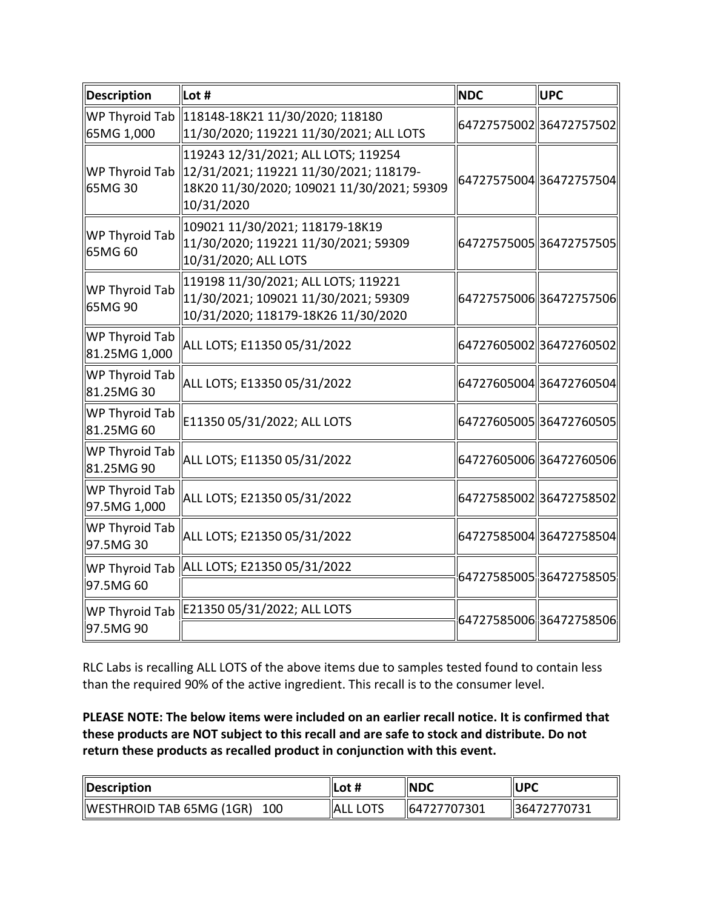| Description | Lot # | NDC | UPC |
| --- | --- | --- | --- |
| WP Thyroid Tab 65MG 1,000 | 118148-18K21 11/30/2020; 118180 11/30/2020; 119221 11/30/2021; ALL LOTS | 64727575002 | 36472757502 |
| WP Thyroid Tab 65MG 30 | 119243 12/31/2021; ALL LOTS; 119254 12/31/2021; 119221 11/30/2021; 118179-18K20 11/30/2020; 109021 11/30/2021; 59309 10/31/2020 | 64727575004 | 36472757504 |
| WP Thyroid Tab 65MG 60 | 109021 11/30/2021; 118179-18K19 11/30/2020; 119221 11/30/2021; 59309 10/31/2020; ALL LOTS | 64727575005 | 36472757505 |
| WP Thyroid Tab 65MG 90 | 119198 11/30/2021; ALL LOTS; 119221 11/30/2021; 109021 11/30/2021; 59309 10/31/2020; 118179-18K26 11/30/2020 | 64727575006 | 36472757506 |
| WP Thyroid Tab 81.25MG 1,000 | ALL LOTS; E11350 05/31/2022 | 64727605002 | 36472760502 |
| WP Thyroid Tab 81.25MG 30 | ALL LOTS; E13350 05/31/2022 | 64727605004 | 36472760504 |
| WP Thyroid Tab 81.25MG 60 | E11350 05/31/2022; ALL LOTS | 64727605005 | 36472760505 |
| WP Thyroid Tab 81.25MG 90 | ALL LOTS; E11350 05/31/2022 | 64727605006 | 36472760506 |
| WP Thyroid Tab 97.5MG 1,000 | ALL LOTS; E21350 05/31/2022 | 64727585002 | 36472758502 |
| WP Thyroid Tab 97.5MG 30 | ALL LOTS; E21350 05/31/2022 | 64727585004 | 36472758504 |
| WP Thyroid Tab 97.5MG 60 | ALL LOTS; E21350 05/31/2022 | 64727585005 | 36472758505 |
| WP Thyroid Tab 97.5MG 90 | E21350 05/31/2022; ALL LOTS | 64727585006 | 36472758506 |

RLC Labs is recalling ALL LOTS of the above items due to samples tested found to contain less than the required 90% of the active ingredient. This recall is to the consumer level.

**PLEASE NOTE: The below items were included on an earlier recall notice. It is confirmed that these products are NOT subject to this recall and are safe to stock and distribute. Do not return these products as recalled product in conjunction with this event.**

| Description | Lot # | NDC | UPC |
| --- | --- | --- | --- |
| WESTHROID TAB 65MG (1GR) 100 | ALL LOTS | 64727707301 | 36472770731 |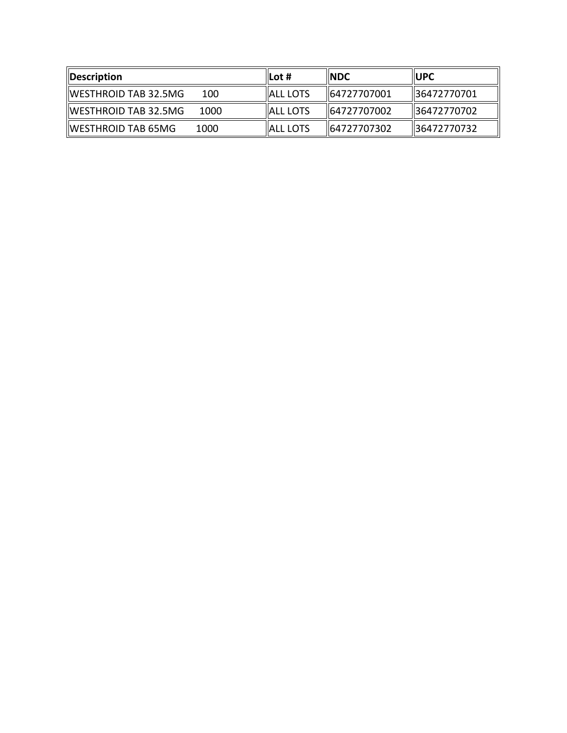| Description | Lot # | NDC | UPC |
|---|---|---|---|
| WESTHROID TAB 32.5MG 100 | ALL LOTS | 64727707001 | 36472770701 |
| WESTHROID TAB 32.5MG 1000 | ALL LOTS | 64727707002 | 36472770702 |
| WESTHROID TAB 65MG 1000 | ALL LOTS | 64727707302 | 36472770732 |